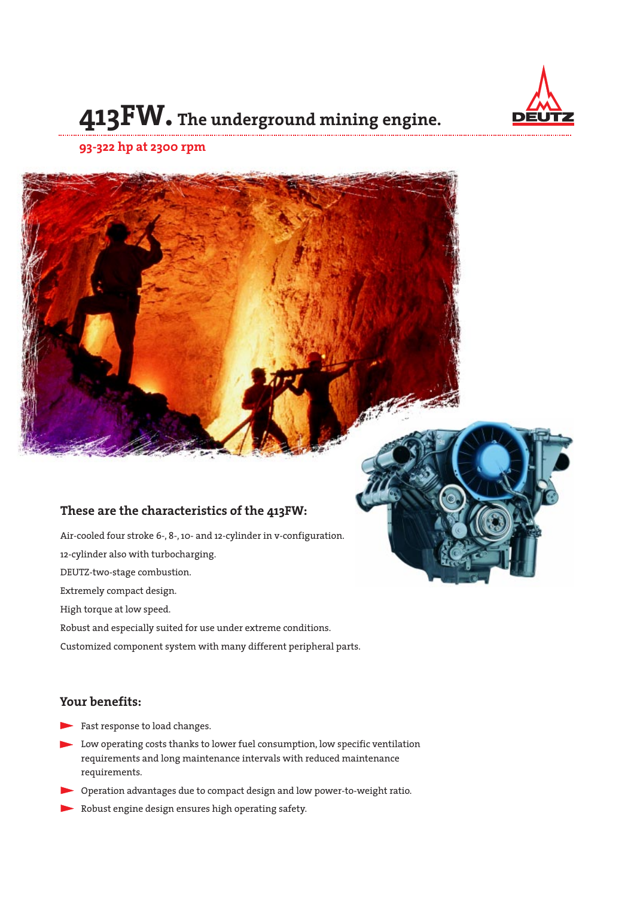# 413FW. The underground mining engine.

**93-322 hp at 2300 rpm**

### These are the characteristics of the 413FW:

Air-cooled four stroke 6-, 8-, 10- and 12-cylinder in v-configuration.

12-cylinder also with turbocharging.

DEUTZ-two-stage combustion.

Extremely compact design.

High torque at low speed.

Robust and especially suited for use under extreme conditions.

Customized component system with many different peripheral parts.

### Your benefits:

- Fast response to load changes.
- Low operating costs thanks to lower fuel consumption, low specific ventilation requirements and long maintenance intervals with reduced maintenance requirements.
- Operation advantages due to compact design and low power-to-weight ratio.
- Robust engine design ensures high operating safety.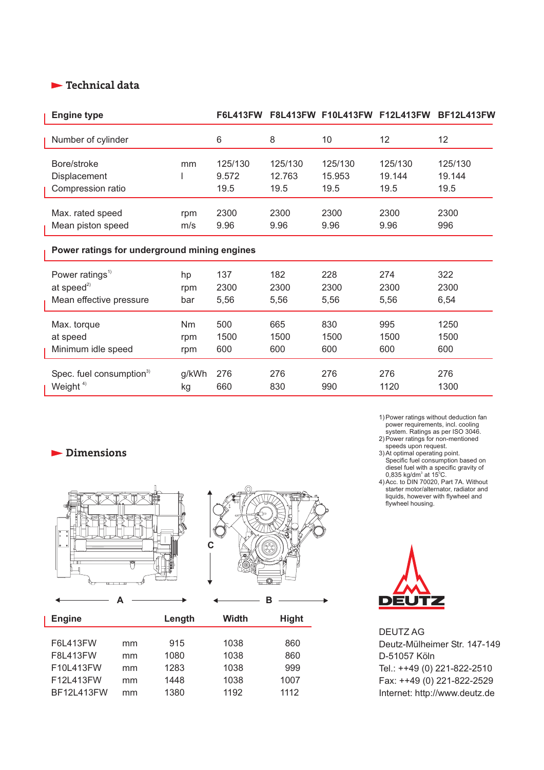## Technical data

| Engine type | | F6L413FW | F8L413FW | F10L413FW | F12L413FW | BF12L413FW |
|---|---|---|---|---|---|---|
| Number of cylinder | | 6 | 8 | 10 | 12 | 12 |
| Bore/stroke | mm | 125/130 | 125/130 | 125/130 | 125/130 | 125/130 |
| Displacement | l | 9.572 | 12.763 | 15.953 | 19.144 | 19.144 |
| Compression ratio | | 19.5 | 19.5 | 19.5 | 19.5 | 19.5 |
| Max. rated speed | rpm | 2300 | 2300 | 2300 | 2300 | 2300 |
| Mean piston speed | m/s | 9.96 | 9.96 | 9.96 | 9.96 | 996 |
| **Power ratings for underground mining engines** | | | | | | |
| Power ratings[1] | hp | 137 | 182 | 228 | 274 | 322 |
| at speed[2] | rpm | 2300 | 2300 | 2300 | 2300 | 2300 |
| Mean effective pressure | bar | 5,56 | 5,56 | 5,56 | 5,56 | 6,54 |
| Max. torque | Nm | 500 | 665 | 830 | 995 | 1250 |
| at speed | rpm | 1500 | 1500 | 1500 | 1500 | 1500 |
| Minimum idle speed | rpm | 600 | 600 | 600 | 600 | 600 |
| Spec. fuel consumption[3] | g/kWh | 276 | 276 | 276 | 276 | 276 |
| Weight [4] | kg | 660 | 830 | 990 | 1120 | 1300 |

1) Power ratings without deduction fan power requirements, incl. cooling system. Ratings as per ISO 3046.
2) Power ratings for non-mentioned speeds upon request.
3) At optimal operating point. Specific fuel consumption based on diesel fuel with a specific gravity of 0,835 kg/dm³ at 15°C.
4) Acc. to DIN 70020, Part 7A. Without starter motor/alternator, radiator and liquids, however with flywheel and flywheel housing.

## Dimensions

A

B

C

| Engine | | Length | Width | Hight |
|---|---|---|---|---|
| F6L413FW | mm | 915 | 1038 | 860 |
| F8L413FW | mm | 1080 | 1038 | 860 |
| F10L413FW | mm | 1283 | 1038 | 999 |
| F12L413FW | mm | 1448 | 1038 | 1007 |
| BF12L413FW | mm | 1380 | 1192 | 1112 |

DEUTZ

DEUTZ AG
Deutz-Mülheimer Str. 147-149
D-51057 Köln
Tel.: ++49 (0) 221-822-2510
Fax: ++49 (0) 221-822-2529
Internet: http://www.deutz.de